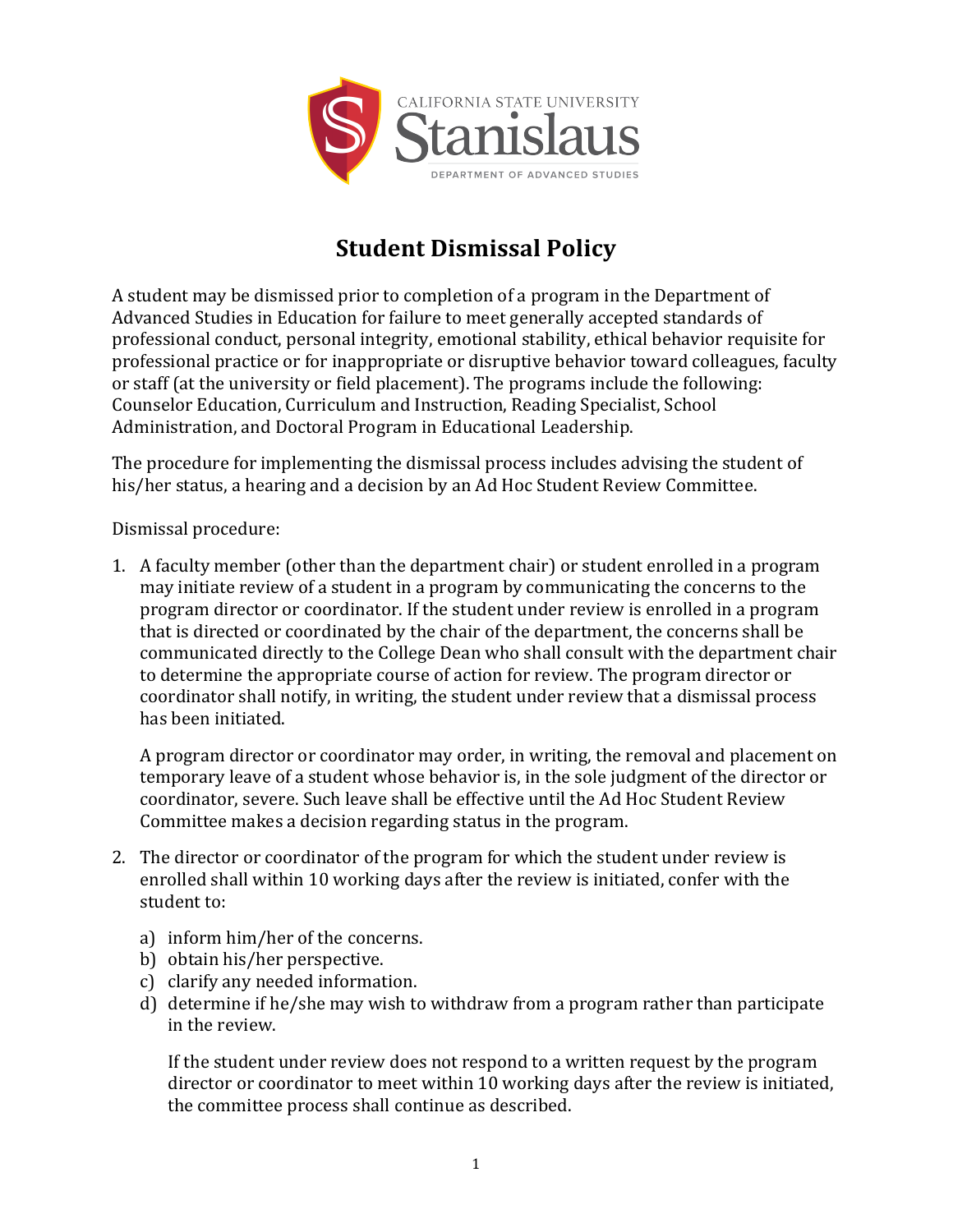CALIFORNIA STATE UNIVERSITY

Stanislaus

DEPARTMENT OF ADVANCED STUDIES

# Student Dismissal Policy

A student may be dismissed prior to completion of a program in the Department of Advanced Studies in Education for failure to meet generally accepted standards of professional conduct, personal integrity, emotional stability, ethical behavior requisite for professional practice or for inappropriate or disruptive behavior toward colleagues, faculty or staff (at the university or field placement). The programs include the following: Counselor Education, Curriculum and Instruction, Reading Specialist, School Administration, and Doctoral Program in Educational Leadership.

The procedure for implementing the dismissal process includes advising the student of his/her status, a hearing and a decision by an Ad Hoc Student Review Committee.

Dismissal procedure:

1. A faculty member (other than the department chair) or student enrolled in a program may initiate review of a student in a program by communicating the concerns to the program director or coordinator. If the student under review is enrolled in a program that is directed or coordinated by the chair of the department, the concerns shall be communicated directly to the College Dean who shall consult with the department chair to determine the appropriate course of action for review. The program director or coordinator shall notify, in writing, the student under review that a dismissal process has been initiated.

   A program director or coordinator may order, in writing, the removal and placement on temporary leave of a student whose behavior is, in the sole judgment of the director or coordinator, severe. Such leave shall be effective until the Ad Hoc Student Review Committee makes a decision regarding status in the program.

2. The director or coordinator of the program for which the student under review is enrolled shall within 10 working days after the review is initiated, confer with the student to:

   a) inform him/her of the concerns.
   b) obtain his/her perspective.
   c) clarify any needed information.
   d) determine if he/she may wish to withdraw from a program rather than participate in the review.

   If the student under review does not respond to a written request by the program director or coordinator to meet within 10 working days after the review is initiated, the committee process shall continue as described.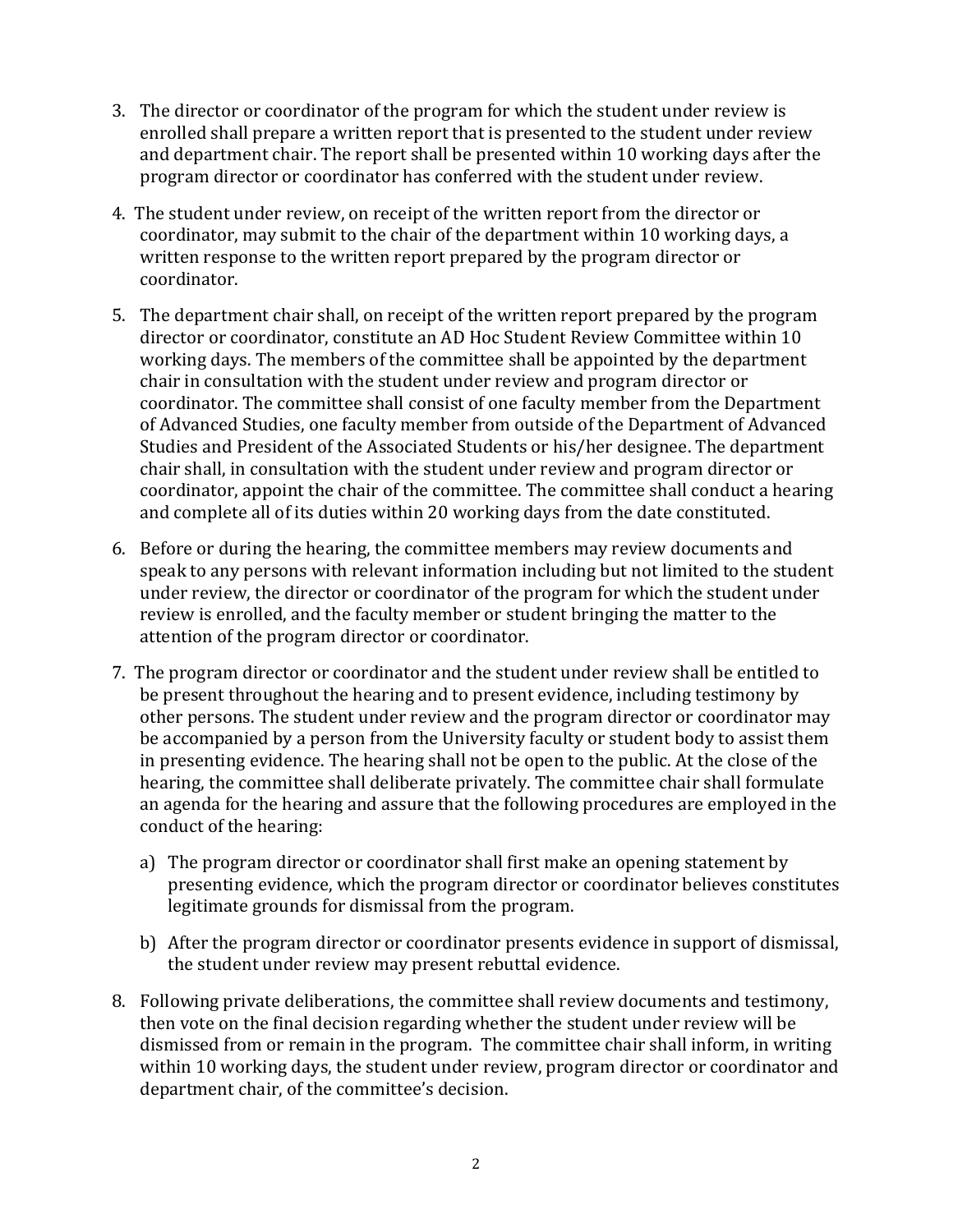3. The director or coordinator of the program for which the student under review is enrolled shall prepare a written report that is presented to the student under review and department chair. The report shall be presented within 10 working days after the program director or coordinator has conferred with the student under review.

4. The student under review, on receipt of the written report from the director or coordinator, may submit to the chair of the department within 10 working days, a written response to the written report prepared by the program director or coordinator.

5. The department chair shall, on receipt of the written report prepared by the program director or coordinator, constitute an AD Hoc Student Review Committee within 10 working days. The members of the committee shall be appointed by the department chair in consultation with the student under review and program director or coordinator. The committee shall consist of one faculty member from the Department of Advanced Studies, one faculty member from outside of the Department of Advanced Studies and President of the Associated Students or his/her designee. The department chair shall, in consultation with the student under review and program director or coordinator, appoint the chair of the committee. The committee shall conduct a hearing and complete all of its duties within 20 working days from the date constituted.

6. Before or during the hearing, the committee members may review documents and speak to any persons with relevant information including but not limited to the student under review, the director or coordinator of the program for which the student under review is enrolled, and the faculty member or student bringing the matter to the attention of the program director or coordinator.

7. The program director or coordinator and the student under review shall be entitled to be present throughout the hearing and to present evidence, including testimony by other persons. The student under review and the program director or coordinator may be accompanied by a person from the University faculty or student body to assist them in presenting evidence. The hearing shall not be open to the public. At the close of the hearing, the committee shall deliberate privately. The committee chair shall formulate an agenda for the hearing and assure that the following procedures are employed in the conduct of the hearing:

   a) The program director or coordinator shall first make an opening statement by presenting evidence, which the program director or coordinator believes constitutes legitimate grounds for dismissal from the program.

   b) After the program director or coordinator presents evidence in support of dismissal, the student under review may present rebuttal evidence.

8. Following private deliberations, the committee shall review documents and testimony, then vote on the final decision regarding whether the student under review will be dismissed from or remain in the program. The committee chair shall inform, in writing within 10 working days, the student under review, program director or coordinator and department chair, of the committee's decision.